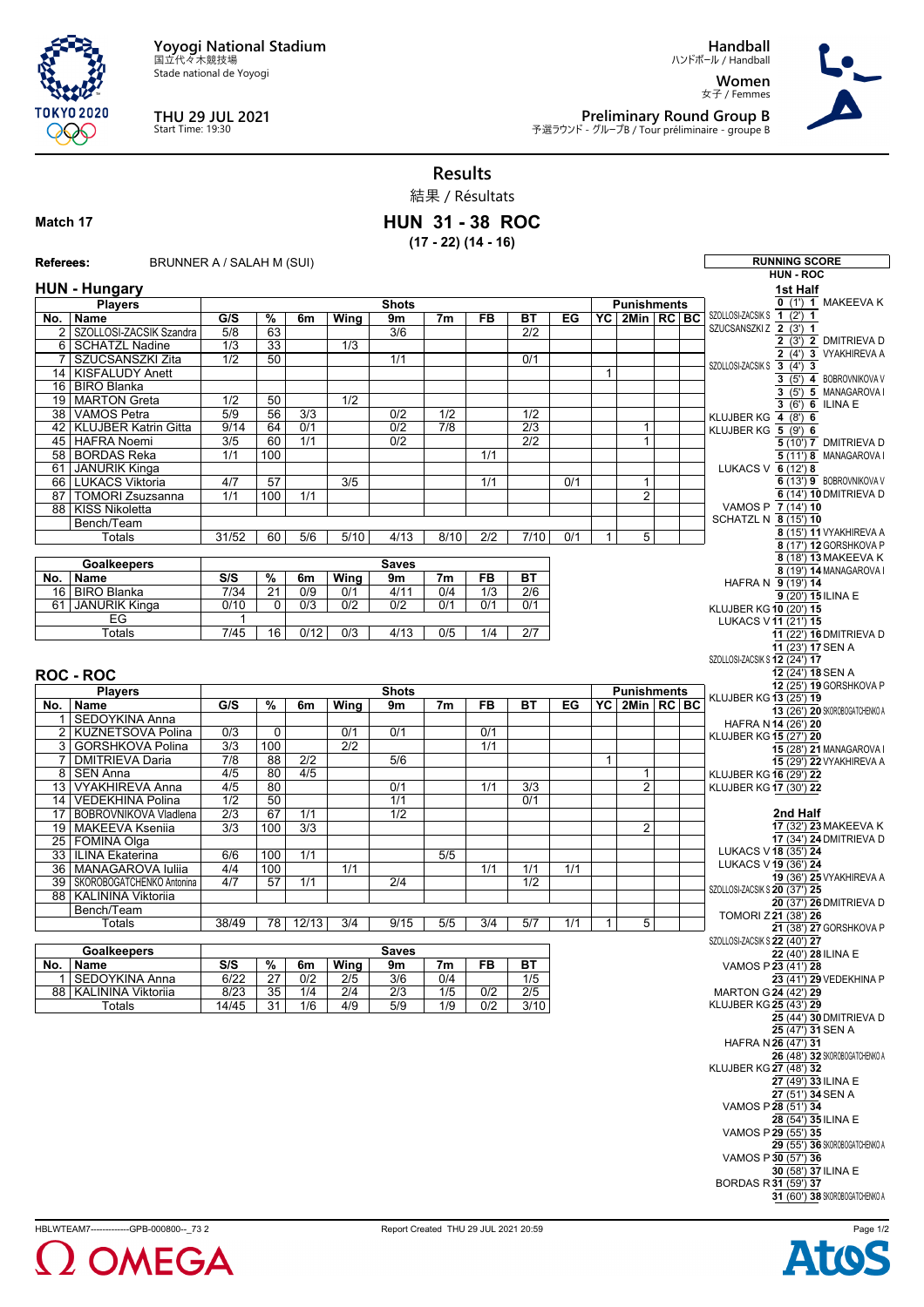Yoyogi National Stadium
国立代々木競技場
Stade national de Yoyogi

THU 29 JUL 2021
Start Time: 19:30

Handball
ハンドボール / Handball

Women
女子 / Femmes

Preliminary Round Group B
予選ラウンド - グループB / Tour préliminaire - groupe B

# Results
結果 / Résultats

**Match 17**

## HUN 31 - 38 ROC
**(17 - 22) (14 - 16)**

**Referees:** BRUNNER A / SALAH M (SUI)

### HUN - Hungary

| No. | Name | G/S | % | 6m | Wing | 9m | 7m | FB | BT | EG | YC | 2Min | RC | BC |
|---|---|---|---|---|---|---|---|---|---|---|---|---|---|---|
| 2 | SZOLLOSI-ZACSIK Szandra | 5/8 | 63 | | | 3/6 | | | 2/2 | | | | | |
| 6 | SCHATZL Nadine | 1/3 | 33 | | 1/3 | | | | | | | | | |
| 7 | SZUCSANSZKI Zita | 1/2 | 50 | | | 1/1 | | | 0/1 | | | | | |
| 14 | KISFALUDY Anett | | | | | | | | | | 1 | | | |
| 16 | BIRO Blanka | | | | | | | | | | | | | |
| 19 | MARTON Greta | 1/2 | 50 | | 1/2 | | | | | | | | | |
| 38 | VAMOS Petra | 5/9 | 56 | 3/3 | | 0/2 | 1/2 | | 1/2 | | | | | |
| 42 | KLUJBER Katrin Gitta | 9/14 | 64 | 0/1 | | 0/2 | 7/8 | | 2/3 | | | 1 | | |
| 45 | HAFRA Noemi | 3/5 | 60 | 1/1 | | 0/2 | | | 2/2 | | | 1 | | |
| 58 | BORDAS Reka | 1/1 | 100 | | | | | 1/1 | | | | | | |
| 61 | JANURIK Kinga | | | | | | | | | | | | | |
| 66 | LUKACS Viktoria | 4/7 | 57 | | 3/5 | | | 1/1 | | 0/1 | | 1 | | |
| 87 | TOMORI Zsuzsanna | 1/1 | 100 | 1/1 | | | | | | | | 2 | | |
| 88 | KISS Nikoletta | | | | | | | | | | | | | |
| | Bench/Team | | | | | | | | | | | | | |
| | Totals | 31/52 | 60 | 5/6 | 5/10 | 4/13 | 8/10 | 2/2 | 7/10 | 0/1 | 1 | 5 | | |

| No. | Goalkeepers | S/S | % | 6m | Wing | 9m | 7m | FB | BT |
|---|---|---|---|---|---|---|---|---|---|
| 16 | BIRO Blanka | 7/34 | 21 | 0/9 | 0/1 | 4/11 | 0/4 | 1/3 | 2/6 |
| 61 | JANURIK Kinga | 0/10 | 0 | 0/3 | 0/2 | 0/2 | 0/1 | 0/1 | 0/1 |
| | EG | 1 | | | | | | | |
| | Totals | 7/45 | 16 | 0/12 | 0/3 | 4/13 | 0/5 | 1/4 | 2/7 |

### ROC - ROC

| No. | Name | G/S | % | 6m | Wing | 9m | 7m | FB | BT | EG | YC | 2Min | RC | BC |
|---|---|---|---|---|---|---|---|---|---|---|---|---|---|---|
| 1 | SEDOYKINA Anna | | | | | | | | | | | | | |
| 2 | KUZNETSOVA Polina | 0/3 | 0 | | 0/1 | 0/1 | | 0/1 | | | | | | |
| 3 | GORSHKOVA Polina | 3/3 | 100 | | 2/2 | | | 1/1 | | | | | | |
| 7 | DMITRIEVA Daria | 7/8 | 88 | 2/2 | | 5/6 | | | | | 1 | | | |
| 8 | SEN Anna | 4/5 | 80 | 4/5 | | | | | | | | 1 | | |
| 13 | VYAKHIREVA Anna | 4/5 | 80 | | | 0/1 | | 1/1 | 3/3 | | | 2 | | |
| 14 | VEDEKHINA Polina | 1/2 | 50 | | | 1/1 | | | 0/1 | | | | | |
| 17 | BOBROVNIKOVA Vladlena | 2/3 | 67 | 1/1 | | 1/2 | | | | | | | | |
| 19 | MAKEEVA Kseniia | 3/3 | 100 | 3/3 | | | | | | | | 2 | | |
| 25 | FOMINA Olga | | | | | | | | | | | | | |
| 33 | ILINA Ekaterina | 6/6 | 100 | 1/1 | | | 5/5 | | | | | | | |
| 36 | MANAGAROVA Iuliia | 4/4 | 100 | | 1/1 | | | 1/1 | 1/1 | 1/1 | | | | |
| 39 | SKOROBOGATCHENKO Antonina | 4/7 | 57 | 1/1 | | 2/4 | | | 1/2 | | | | | |
| 88 | KALININA Viktoriia | | | | | | | | | | | | | |
| | Bench/Team | | | | | | | | | | | | | |
| | Totals | 38/49 | 78 | 12/13 | 3/4 | 9/15 | 5/5 | 3/4 | 5/7 | 1/1 | 1 | 5 | | |

| No. | Goalkeepers | S/S | % | 6m | Wing | 9m | 7m | FB | BT |
|---|---|---|---|---|---|---|---|---|---|
| 1 | SEDOYKINA Anna | 6/22 | 27 | 0/2 | 2/5 | 3/6 | 0/4 | | 1/5 |
| 88 | KALININA Viktoriia | 8/23 | 35 | 1/4 | 2/4 | 2/3 | 1/5 | 0/2 | 2/5 |
| | Totals | 14/45 | 31 | 1/6 | 4/9 | 5/9 | 1/9 | 0/2 | 3/10 |

### RUNNING SCORE
**HUN - ROC**

**1st Half**

| HUN | Score (Time) | ROC |
|---|---|---|
| | 0 (1') 1 | MAKEEVA K |
| SZOLLOSI-ZACSIK S | 1 (2') 1 | |
| SZUCSANSZKI Z | 2 (3') 1 | |
| | 2 (3') 2 | DMITRIEVA D |
| | 2 (4') 3 | VYAKHIREVA A |
| SZOLLOSI-ZACSIK S | 3 (4') 3 | |
| | 3 (5') 4 | BOBROVNIKOVA V |
| | 3 (5') 5 | MANAGAROVA I |
| | 3 (6') 6 | ILINA E |
| KLUJBER KG | 4 (8') 6 | |
| KLUJBER KG | 5 (9') 6 | |
| | 5 (10') 7 | DMITRIEVA D |
| | 5 (11') 8 | MANAGAROVA I |
| LUKACS V | 6 (12') 8 | |
| | 6 (13') 9 | BOBROVNIKOVA V |
| | 6 (14') 10 | DMITRIEVA D |
| VAMOS P | 7 (14') 10 | |
| SCHATZL N | 8 (15') 10 | |
| | 8 (15') 11 | VYAKHIREVA A |
| | 8 (17') 12 | GORSHKOVA P |
| | 8 (18') 13 | MAKEEVA K |
| | 8 (19') 14 | MANAGAROVA I |
| HAFRA N | 9 (19') 14 | |
| | 9 (20') 15 | ILINA E |
| KLUJBER KG | 10 (20') 15 | |
| LUKACS V | 11 (21') 15 | |
| | 11 (22') 16 | DMITRIEVA D |
| | 11 (23') 17 | SEN A |
| SZOLLOSI-ZACSIK S | 12 (24') 17 | |
| | 12 (24') 18 | SEN A |
| | 12 (25') 19 | GORSHKOVA P |
| KLUJBER KG | 13 (25') 19 | |
| | 13 (26') 20 | SKOROBOGATCHENKO A |
| HAFRA N | 14 (26') 20 | |
| KLUJBER KG | 15 (27') 20 | |
| | 15 (28') 21 | MANAGAROVA I |
| | 15 (29') 22 | VYAKHIREVA A |
| KLUJBER KG | 16 (29') 22 | |
| KLUJBER KG | 17 (30') 22 | |

**2nd Half**

| HUN | Score (Time) | ROC |
|---|---|---|
| | 17 (32') 23 | MAKEEVA K |
| | 17 (34') 24 | DMITRIEVA D |
| LUKACS V | 18 (35') 24 | |
| LUKACS V | 19 (36') 24 | |
| | 19 (36') 25 | VYAKHIREVA A |
| SZOLLOSI-ZACSIK S | 20 (37') 25 | |
| | 20 (37') 26 | DMITRIEVA D |
| TOMORI Z | 21 (38') 26 | |
| | 21 (38') 27 | GORSHKOVA P |
| SZOLLOSI-ZACSIK S | 22 (40') 27 | |
| | 22 (40') 28 | ILINA E |
| VAMOS P | 23 (41') 28 | |
| | 23 (41') 29 | VEDEKHINA P |
| MARTON G | 24 (42') 29 | |
| KLUJBER KG | 25 (43') 29 | |
| | 25 (44') 30 | DMITRIEVA D |
| | 25 (47') 31 | SEN A |
| HAFRA N | 26 (47') 31 | |
| | 26 (48') 32 | SKOROBOGATCHENKO A |
| KLUJBER KG | 27 (48') 32 | |
| | 27 (49') 33 | ILINA E |
| | 27 (51') 34 | SEN A |
| VAMOS P | 28 (51') 34 | |
| | 28 (54') 35 | ILINA E |
| VAMOS P | 29 (55') 35 | |
| | 29 (55') 36 | SKOROBOGATCHENKO A |
| VAMOS P | 30 (57') 36 | |
| | 30 (58') 37 | ILINA E |
| BORDAS R | 31 (59') 37 | |
| | 31 (60') 38 | SKOROBOGATCHENKO A |

HBLWTEAM7-------------GPB-000800--_73 2 Report Created THU 29 JUL 2021 20:59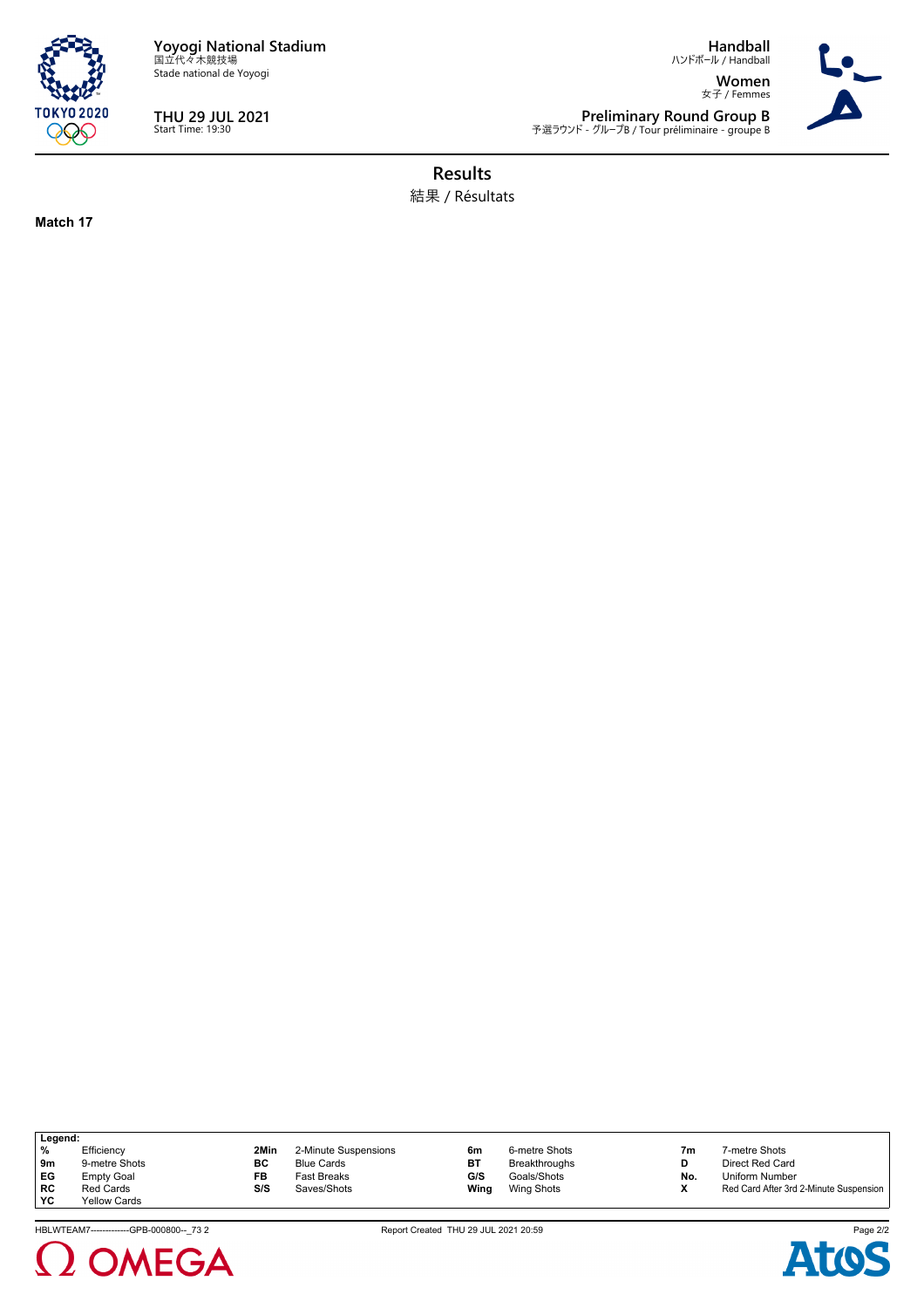**Match 17**

**Legend:**

| | | | | | | | |
|---|---|---|---|---|---|---|---|
| **%** | Efficiency | **2Min** | 2-Minute Suspensions | **6m** | 6-metre Shots | **7m** | 7-metre Shots |
| **9m** | 9-metre Shots | **BC** | Blue Cards | **BT** | Breakthroughs | **D** | Direct Red Card |
| **EG** | Empty Goal | **FB** | Fast Breaks | **G/S** | Goals/Shots | **No.** | Uniform Number |
| **RC** | Red Cards | **S/S** | Saves/Shots | **Wing** | Wing Shots | **X** | Red Card After 3rd 2-Minute Suspension |
| **YC** | Yellow Cards | | | | | | |

HBLWTEAM7-------------GPB-000800--_73 2 Report Created THU 29 JUL 2021 20:59